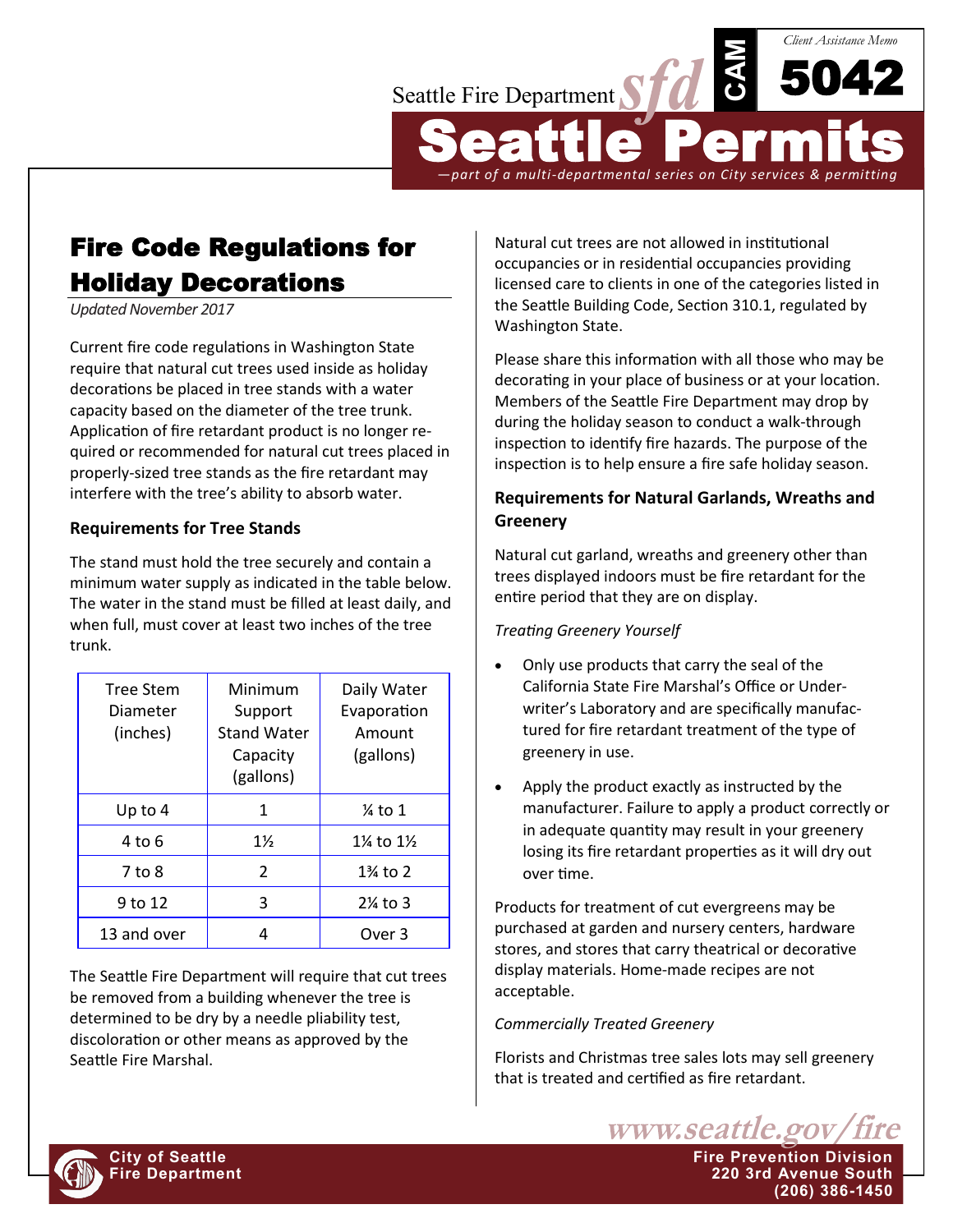Seattle Fire Department

Client Assistance Memo

CAM 5042

# Seattle Permits

*—part of a multi-departmental series on City services & permitting*

## Fire Code Regulations for Holiday Decorations

*Updated November 2017*

Current fire code regulations in Washington State require that natural cut trees used inside as holiday decorations be placed in tree stands with a water capacity based on the diameter of the tree trunk. Application of fire retardant product is no longer required or recommended for natural cut trees placed in properly-sized tree stands as the fire retardant may interfere with the tree's ability to absorb water.

### Requirements for Tree Stands

The stand must hold the tree securely and contain a minimum water supply as indicated in the table below. The water in the stand must be filled at least daily, and when full, must cover at least two inches of the tree trunk.

| Tree Stem Diameter (inches) | Minimum Support Stand Water Capacity (gallons) | Daily Water Evaporation Amount (gallons) |
|---|---|---|
| Up to 4 | 1 | ¼ to 1 |
| 4 to 6 | 1½ | 1¼ to 1½ |
| 7 to 8 | 2 | 1¾ to 2 |
| 9 to 12 | 3 | 2¼ to 3 |
| 13 and over | 4 | Over 3 |

The Seattle Fire Department will require that cut trees be removed from a building whenever the tree is determined to be dry by a needle pliability test, discoloration or other means as approved by the Seattle Fire Marshal.

Natural cut trees are not allowed in institutional occupancies or in residential occupancies providing licensed care to clients in one of the categories listed in the Seattle Building Code, Section 310.1, regulated by Washington State.

Please share this information with all those who may be decorating in your place of business or at your location. Members of the Seattle Fire Department may drop by during the holiday season to conduct a walk-through inspection to identify fire hazards. The purpose of the inspection is to help ensure a fire safe holiday season.

### Requirements for Natural Garlands, Wreaths and Greenery

Natural cut garland, wreaths and greenery other than trees displayed indoors must be fire retardant for the entire period that they are on display.

*Treating Greenery Yourself*

- Only use products that carry the seal of the California State Fire Marshal's Office or Underwriter's Laboratory and are specifically manufactured for fire retardant treatment of the type of greenery in use.
- Apply the product exactly as instructed by the manufacturer. Failure to apply a product correctly or in adequate quantity may result in your greenery losing its fire retardant properties as it will dry out over time.

Products for treatment of cut evergreens may be purchased at garden and nursery centers, hardware stores, and stores that carry theatrical or decorative display materials. Home-made recipes are not acceptable.

*Commercially Treated Greenery*

Florists and Christmas tree sales lots may sell greenery that is treated and certified as fire retardant.

www.seattle.gov/fire

City of Seattle Fire Department

Fire Prevention Division
220 3rd Avenue South
(206) 386-1450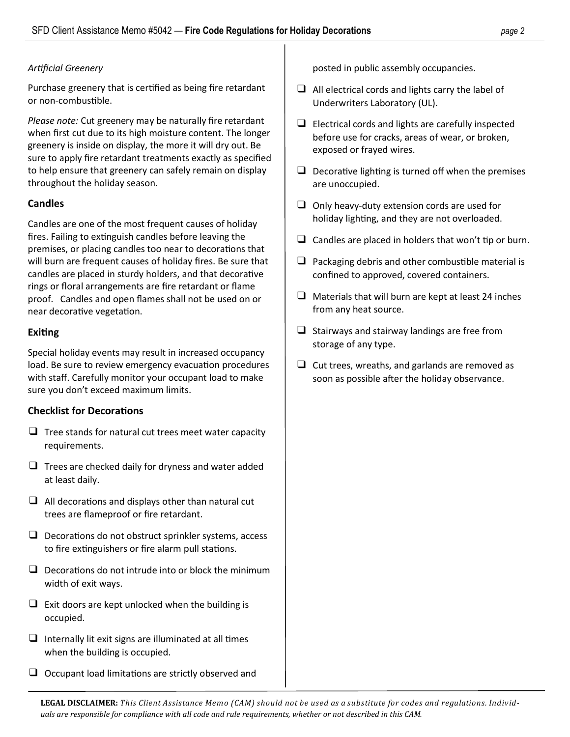*Artificial Greenery*

Purchase greenery that is certified as being fire retardant or non-combustible.

*Please note:* Cut greenery may be naturally fire retardant when first cut due to its high moisture content. The longer greenery is inside on display, the more it will dry out. Be sure to apply fire retardant treatments exactly as specified to help ensure that greenery can safely remain on display throughout the holiday season.

## Candles

Candles are one of the most frequent causes of holiday fires. Failing to extinguish candles before leaving the premises, or placing candles too near to decorations that will burn are frequent causes of holiday fires. Be sure that candles are placed in sturdy holders, and that decorative rings or floral arrangements are fire retardant or flame proof. Candles and open flames shall not be used on or near decorative vegetation.

## Exiting

Special holiday events may result in increased occupancy load. Be sure to review emergency evacuation procedures with staff. Carefully monitor your occupant load to make sure you don't exceed maximum limits.

## Checklist for Decorations

- [ ] Tree stands for natural cut trees meet water capacity requirements.
- [ ] Trees are checked daily for dryness and water added at least daily.
- [ ] All decorations and displays other than natural cut trees are flameproof or fire retardant.
- [ ] Decorations do not obstruct sprinkler systems, access to fire extinguishers or fire alarm pull stations.
- [ ] Decorations do not intrude into or block the minimum width of exit ways.
- [ ] Exit doors are kept unlocked when the building is occupied.
- [ ] Internally lit exit signs are illuminated at all times when the building is occupied.
- [ ] Occupant load limitations are strictly observed and posted in public assembly occupancies.
- [ ] All electrical cords and lights carry the label of Underwriters Laboratory (UL).
- [ ] Electrical cords and lights are carefully inspected before use for cracks, areas of wear, or broken, exposed or frayed wires.
- [ ] Decorative lighting is turned off when the premises are unoccupied.
- [ ] Only heavy-duty extension cords are used for holiday lighting, and they are not overloaded.
- [ ] Candles are placed in holders that won't tip or burn.
- [ ] Packaging debris and other combustible material is confined to approved, covered containers.
- [ ] Materials that will burn are kept at least 24 inches from any heat source.
- [ ] Stairways and stairway landings are free from storage of any type.
- [ ] Cut trees, wreaths, and garlands are removed as soon as possible after the holiday observance.

**LEGAL DISCLAIMER:** *This Client Assistance Memo (CAM) should not be used as a substitute for codes and regulations. Individuals are responsible for compliance with all code and rule requirements, whether or not described in this CAM.*